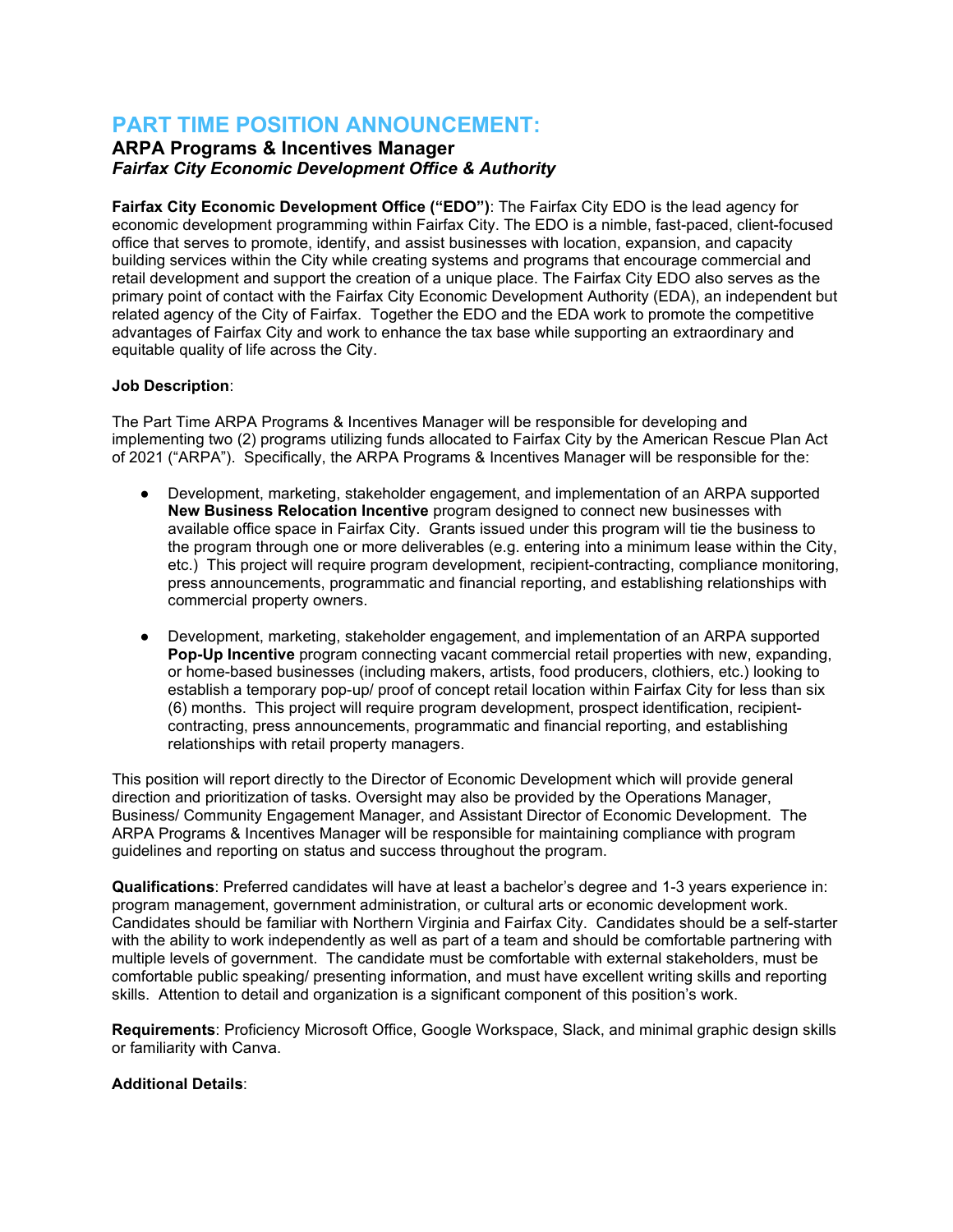# PART TIME POSITION ANNOUNCEMENT:

### ARPA Programs & Incentives Manager

***Fairfax City Economic Development Office & Authority***

**Fairfax City Economic Development Office ("EDO")**: The Fairfax City EDO is the lead agency for economic development programming within Fairfax City. The EDO is a nimble, fast-paced, client-focused office that serves to promote, identify, and assist businesses with location, expansion, and capacity building services within the City while creating systems and programs that encourage commercial and retail development and support the creation of a unique place. The Fairfax City EDO also serves as the primary point of contact with the Fairfax City Economic Development Authority (EDA), an independent but related agency of the City of Fairfax. Together the EDO and the EDA work to promote the competitive advantages of Fairfax City and work to enhance the tax base while supporting an extraordinary and equitable quality of life across the City.

**Job Description**:

The Part Time ARPA Programs & Incentives Manager will be responsible for developing and implementing two (2) programs utilizing funds allocated to Fairfax City by the American Rescue Plan Act of 2021 ("ARPA"). Specifically, the ARPA Programs & Incentives Manager will be responsible for the:

- Development, marketing, stakeholder engagement, and implementation of an ARPA supported **New Business Relocation Incentive** program designed to connect new businesses with available office space in Fairfax City. Grants issued under this program will tie the business to the program through one or more deliverables (e.g. entering into a minimum lease within the City, etc.) This project will require program development, recipient-contracting, compliance monitoring, press announcements, programmatic and financial reporting, and establishing relationships with commercial property owners.

- Development, marketing, stakeholder engagement, and implementation of an ARPA supported **Pop-Up Incentive** program connecting vacant commercial retail properties with new, expanding, or home-based businesses (including makers, artists, food producers, clothiers, etc.) looking to establish a temporary pop-up/ proof of concept retail location within Fairfax City for less than six (6) months. This project will require program development, prospect identification, recipient-contracting, press announcements, programmatic and financial reporting, and establishing relationships with retail property managers.

This position will report directly to the Director of Economic Development which will provide general direction and prioritization of tasks. Oversight may also be provided by the Operations Manager, Business/ Community Engagement Manager, and Assistant Director of Economic Development. The ARPA Programs & Incentives Manager will be responsible for maintaining compliance with program guidelines and reporting on status and success throughout the program.

**Qualifications**: Preferred candidates will have at least a bachelor's degree and 1-3 years experience in: program management, government administration, or cultural arts or economic development work. Candidates should be familiar with Northern Virginia and Fairfax City. Candidates should be a self-starter with the ability to work independently as well as part of a team and should be comfortable partnering with multiple levels of government. The candidate must be comfortable with external stakeholders, must be comfortable public speaking/ presenting information, and must have excellent writing skills and reporting skills. Attention to detail and organization is a significant component of this position's work.

**Requirements**: Proficiency Microsoft Office, Google Workspace, Slack, and minimal graphic design skills or familiarity with Canva.

**Additional Details**: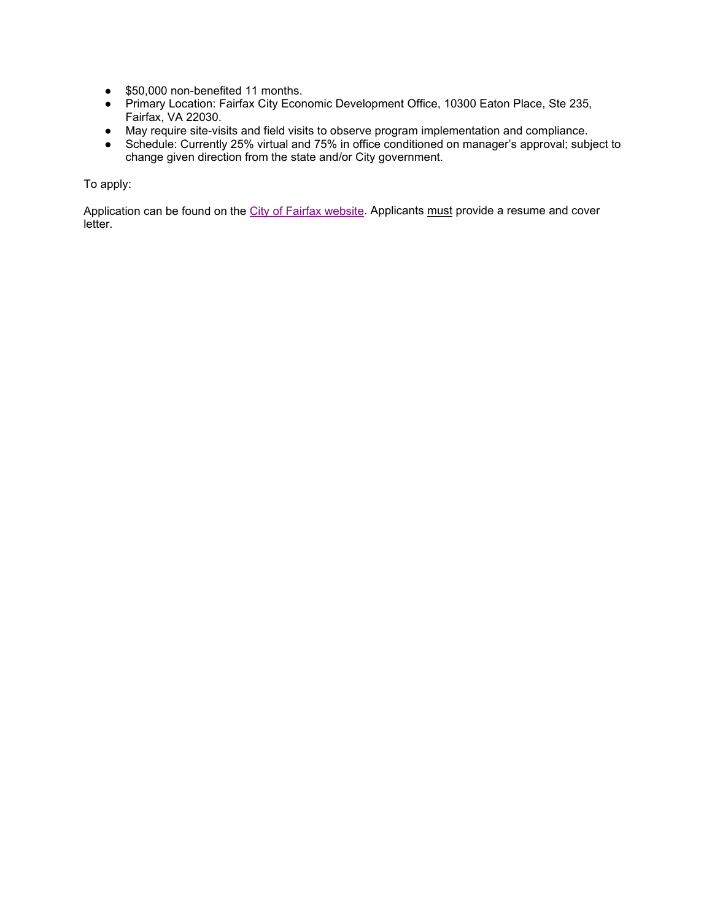- $50,000 non-benefited 11 months.
- Primary Location: Fairfax City Economic Development Office, 10300 Eaton Place, Ste 235, Fairfax, VA 22030.
- May require site-visits and field visits to observe program implementation and compliance.
- Schedule: Currently 25% virtual and 75% in office conditioned on manager's approval; subject to change given direction from the state and/or City government.

To apply:

Application can be found on the City of Fairfax website. Applicants must provide a resume and cover letter.